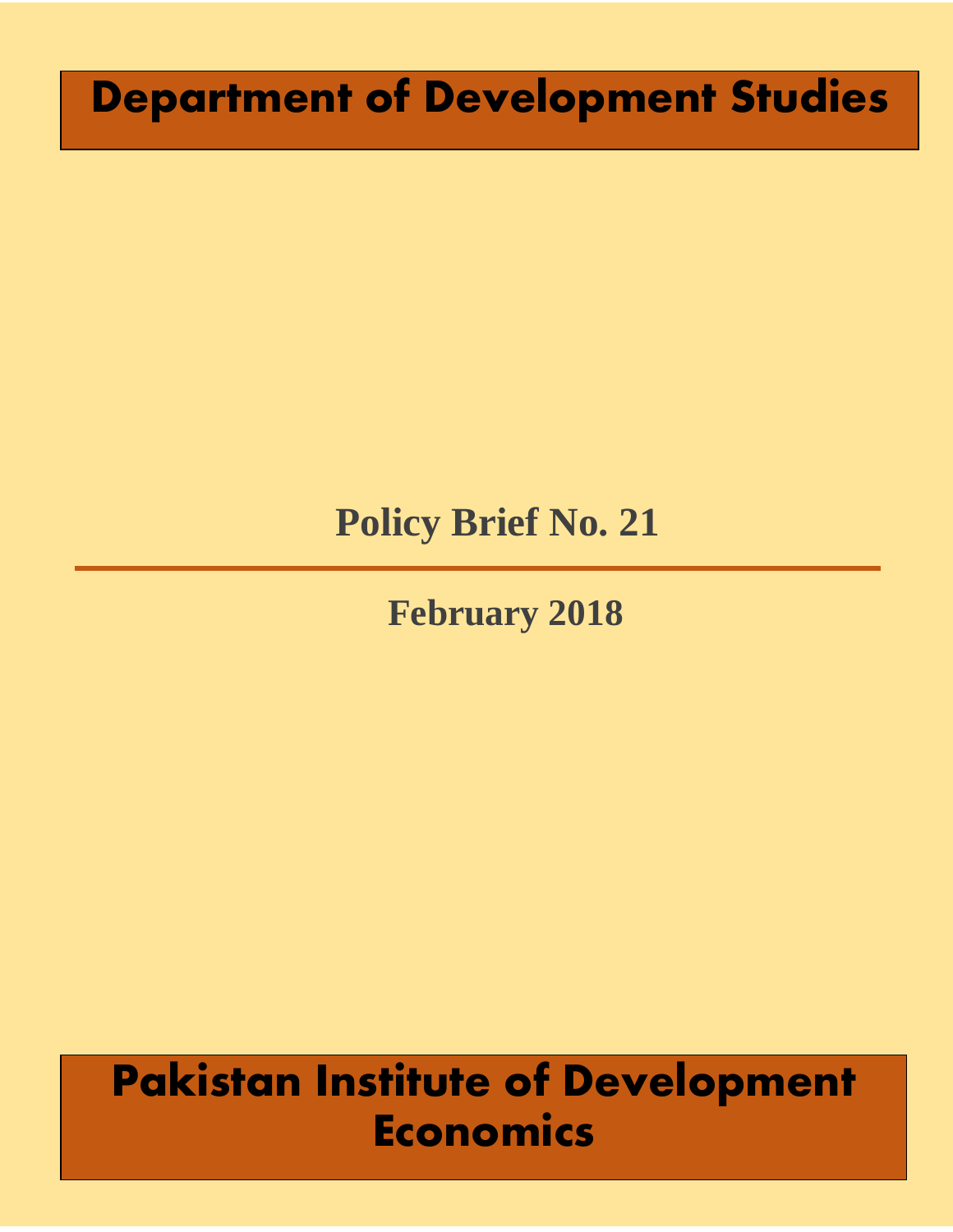# Department of Development Studies

## Policy Brief No. 21

---

**February 2018**

# Pakistan Institute of Development Economics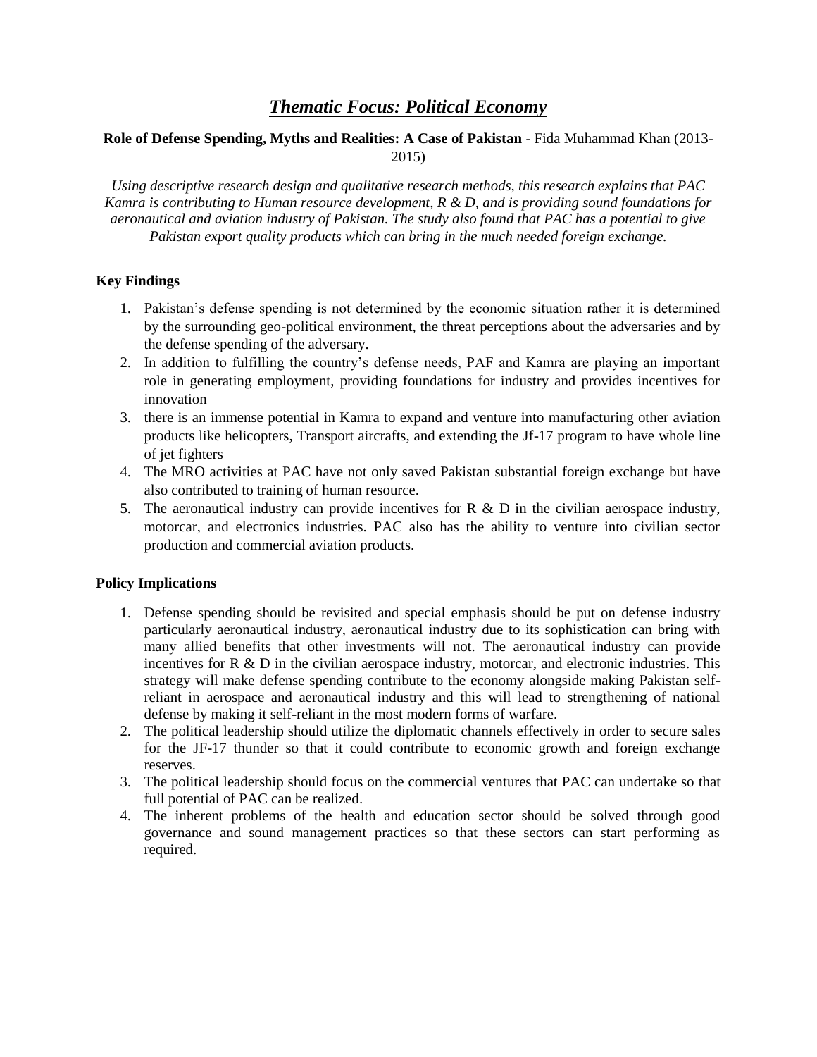# ***Thematic Focus: Political Economy***

**Role of Defense Spending, Myths and Realities: A Case of Pakistan** - Fida Muhammad Khan (2013-2015)

*Using descriptive research design and qualitative research methods, this research explains that PAC Kamra is contributing to Human resource development, R & D, and is providing sound foundations for aeronautical and aviation industry of Pakistan. The study also found that PAC has a potential to give Pakistan export quality products which can bring in the much needed foreign exchange.*

**Key Findings**

1. Pakistan's defense spending is not determined by the economic situation rather it is determined by the surrounding geo-political environment, the threat perceptions about the adversaries and by the defense spending of the adversary.
2. In addition to fulfilling the country's defense needs, PAF and Kamra are playing an important role in generating employment, providing foundations for industry and provides incentives for innovation
3. there is an immense potential in Kamra to expand and venture into manufacturing other aviation products like helicopters, Transport aircrafts, and extending the Jf-17 program to have whole line of jet fighters
4. The MRO activities at PAC have not only saved Pakistan substantial foreign exchange but have also contributed to training of human resource.
5. The aeronautical industry can provide incentives for R & D in the civilian aerospace industry, motorcar, and electronics industries. PAC also has the ability to venture into civilian sector production and commercial aviation products.

**Policy Implications**

1. Defense spending should be revisited and special emphasis should be put on defense industry particularly aeronautical industry, aeronautical industry due to its sophistication can bring with many allied benefits that other investments will not. The aeronautical industry can provide incentives for R & D in the civilian aerospace industry, motorcar, and electronic industries. This strategy will make defense spending contribute to the economy alongside making Pakistan self-reliant in aerospace and aeronautical industry and this will lead to strengthening of national defense by making it self-reliant in the most modern forms of warfare.
2. The political leadership should utilize the diplomatic channels effectively in order to secure sales for the JF-17 thunder so that it could contribute to economic growth and foreign exchange reserves.
3. The political leadership should focus on the commercial ventures that PAC can undertake so that full potential of PAC can be realized.
4. The inherent problems of the health and education sector should be solved through good governance and sound management practices so that these sectors can start performing as required.